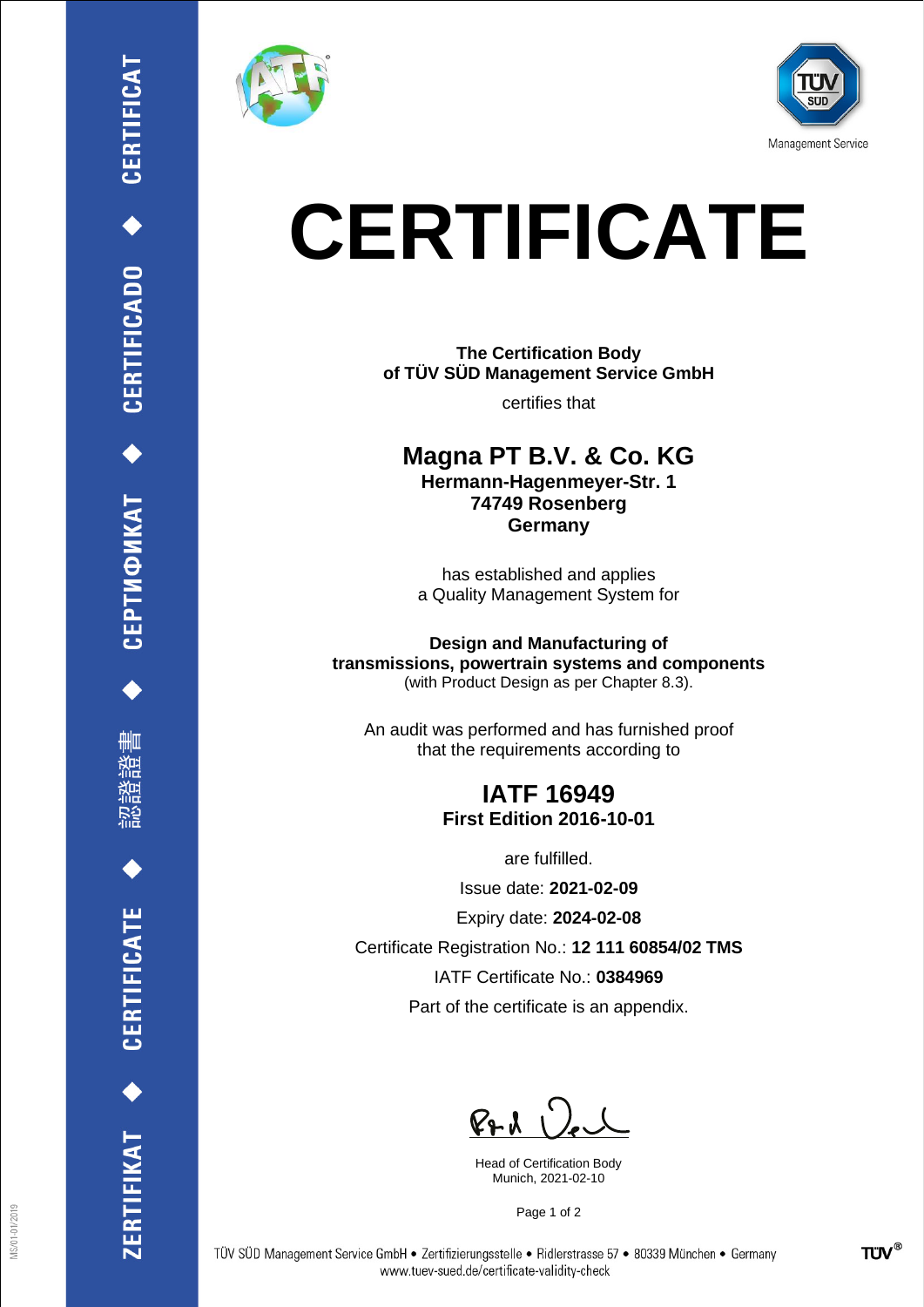ZERTIFIKAT ◆ CERTIFICATE ◆ 認證證書 ◆ СЕРТИФИКАТ ◆ CERTIFICADO ◆ CERTIFICAT

Management Service

# CERTIFICATE

**The Certification Body**
**of TÜV SÜD Management Service GmbH**

certifies that

## Magna PT B.V. & Co. KG

**Hermann-Hagenmeyer-Str. 1**
**74749 Rosenberg**
**Germany**

has established and applies
a Quality Management System for

**Design and Manufacturing of**
**transmissions, powertrain systems and components**
(with Product Design as per Chapter 8.3).

An audit was performed and has furnished proof
that the requirements according to

## IATF 16949

**First Edition 2016-10-01**

are fulfilled.

Issue date: **2021-02-09**

Expiry date: **2024-02-08**

Certificate Registration No.: **12 111 60854/02 TMS**

IATF Certificate No.: **0384969**

Part of the certificate is an appendix.

Head of Certification Body
Munich, 2021-02-10

TÜV SÜD Management Service GmbH • Zertifizierungsstelle • Ridlerstrasse 57 • 80339 München • Germany
www.tuev-sued.de/certificate-validity-check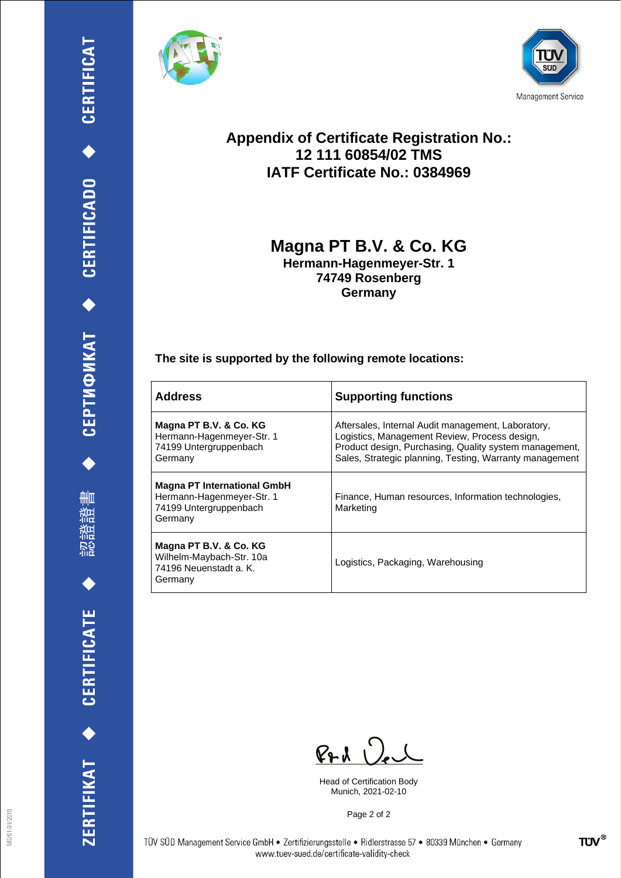## Appendix of Certificate Registration No.: 12 111 60854/02 TMS
## IATF Certificate No.: 0384969

# Magna PT B.V. & Co. KG

**Hermann-Hagenmeyer-Str. 1**
**74749 Rosenberg**
**Germany**

**The site is supported by the following remote locations:**

| Address | Supporting functions |
|---|---|
| **Magna PT B.V. & Co. KG** Hermann-Hagenmeyer-Str. 1 74199 Untergruppenbach Germany | Aftersales, Internal Audit management, Laboratory, Logistics, Management Review, Process design, Product design, Purchasing, Quality system management, Sales, Strategic planning, Testing, Warranty management |
| **Magna PT International GmbH** Hermann-Hagenmeyer-Str. 1 74199 Untergruppenbach Germany | Finance, Human resources, Information technologies, Marketing |
| **Magna PT B.V. & Co. KG** Wilhelm-Maybach-Str. 10a 74196 Neuenstadt a. K. Germany | Logistics, Packaging, Warehousing |

Head of Certification Body
Munich, 2021-02-10

TÜV SÜD Management Service GmbH • Zertifizierungsstelle • Ridlerstrasse 57 • 80339 München • Germany
www.tuev-sued.de/certificate-validity-check